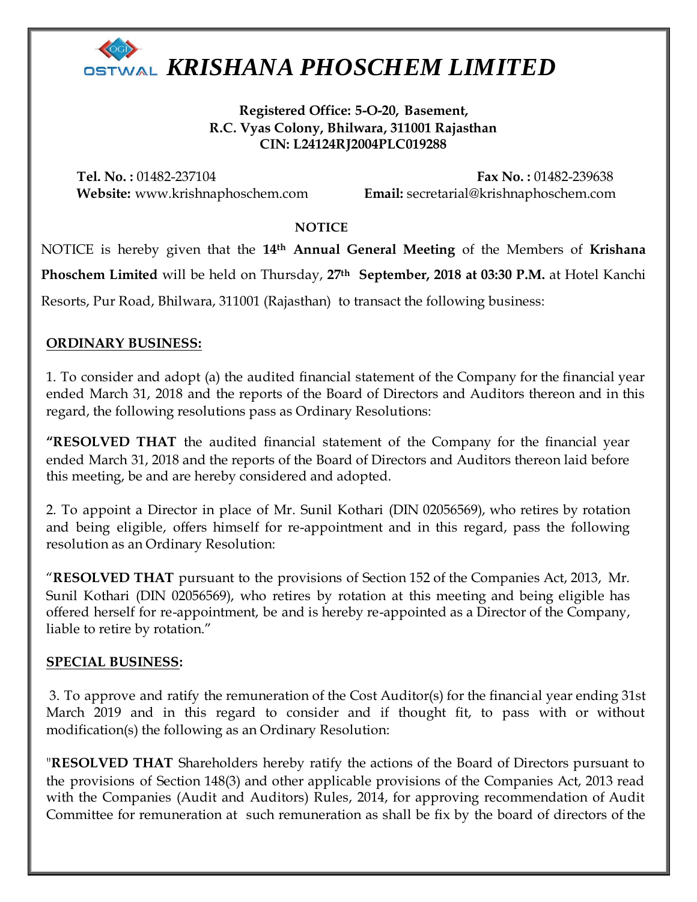# KRISHANA PHOSCHEM LIMITED

**Registered Office: 5-O-20, Basement,**
**R.C. Vyas Colony, Bhilwara, 311001 Rajasthan**
**CIN: L24124RJ2004PLC019288**

**Tel. No. :** 01482-237104 **Fax No. :** 01482-239638
**Website:** www.krishnaphoschem.com **Email:** secretarial@krishnaphoschem.com

**NOTICE**

NOTICE is hereby given that the **14th Annual General Meeting** of the Members of **Krishana Phoschem Limited** will be held on Thursday, **27th September, 2018 at 03:30 P.M.** at Hotel Kanchi Resorts, Pur Road, Bhilwara, 311001 (Rajasthan) to transact the following business:

**ORDINARY BUSINESS:**

1. To consider and adopt (a) the audited financial statement of the Company for the financial year ended March 31, 2018 and the reports of the Board of Directors and Auditors thereon and in this regard, the following resolutions pass as Ordinary Resolutions:

**"RESOLVED THAT** the audited financial statement of the Company for the financial year ended March 31, 2018 and the reports of the Board of Directors and Auditors thereon laid before this meeting, be and are hereby considered and adopted.

2. To appoint a Director in place of Mr. Sunil Kothari (DIN 02056569), who retires by rotation and being eligible, offers himself for re-appointment and in this regard, pass the following resolution as an Ordinary Resolution:

"**RESOLVED THAT** pursuant to the provisions of Section 152 of the Companies Act, 2013, Mr. Sunil Kothari (DIN 02056569), who retires by rotation at this meeting and being eligible has offered herself for re-appointment, be and is hereby re-appointed as a Director of the Company, liable to retire by rotation."

**SPECIAL BUSINESS:**

3. To approve and ratify the remuneration of the Cost Auditor(s) for the financial year ending 31st March 2019 and in this regard to consider and if thought fit, to pass with or without modification(s) the following as an Ordinary Resolution:

"**RESOLVED THAT** Shareholders hereby ratify the actions of the Board of Directors pursuant to the provisions of Section 148(3) and other applicable provisions of the Companies Act, 2013 read with the Companies (Audit and Auditors) Rules, 2014, for approving recommendation of Audit Committee for remuneration at such remuneration as shall be fix by the board of directors of the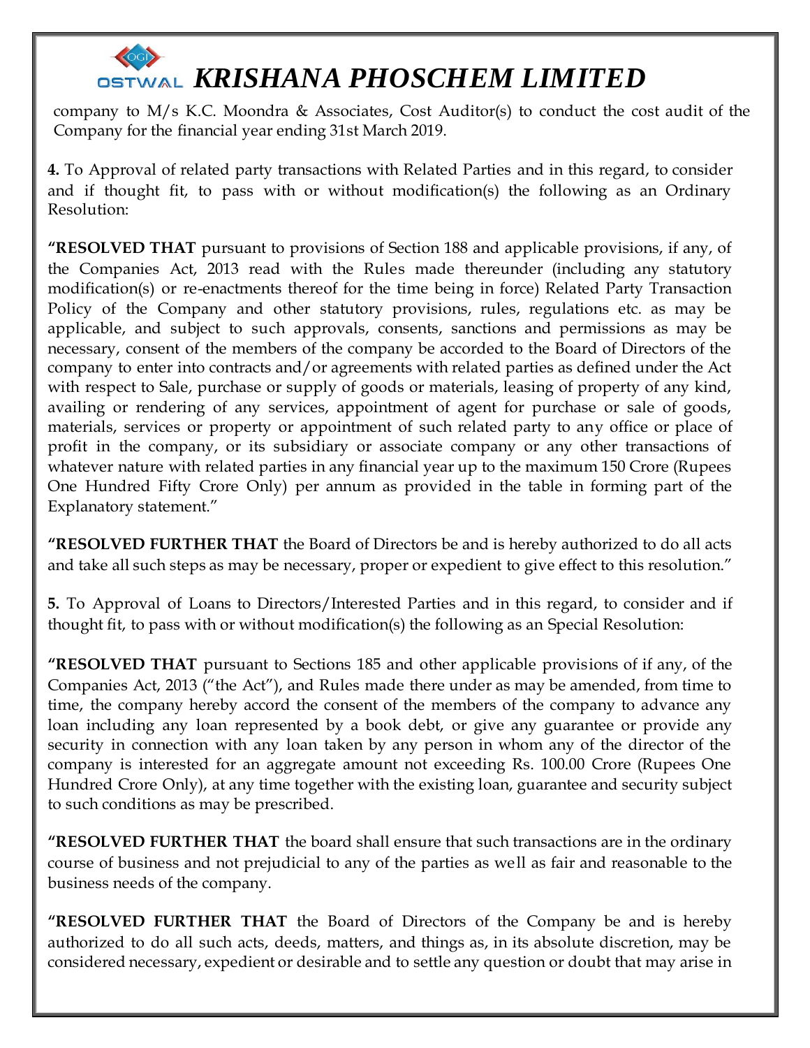company to M/s K.C. Moondra & Associates, Cost Auditor(s) to conduct the cost audit of the Company for the financial year ending 31st March 2019.

**4.** To Approval of related party transactions with Related Parties and in this regard, to consider and if thought fit, to pass with or without modification(s) the following as an Ordinary Resolution:

**"RESOLVED THAT** pursuant to provisions of Section 188 and applicable provisions, if any, of the Companies Act, 2013 read with the Rules made thereunder (including any statutory modification(s) or re-enactments thereof for the time being in force) Related Party Transaction Policy of the Company and other statutory provisions, rules, regulations etc. as may be applicable, and subject to such approvals, consents, sanctions and permissions as may be necessary, consent of the members of the company be accorded to the Board of Directors of the company to enter into contracts and/or agreements with related parties as defined under the Act with respect to Sale, purchase or supply of goods or materials, leasing of property of any kind, availing or rendering of any services, appointment of agent for purchase or sale of goods, materials, services or property or appointment of such related party to any office or place of profit in the company, or its subsidiary or associate company or any other transactions of whatever nature with related parties in any financial year up to the maximum 150 Crore (Rupees One Hundred Fifty Crore Only) per annum as provided in the table in forming part of the Explanatory statement."

**"RESOLVED FURTHER THAT** the Board of Directors be and is hereby authorized to do all acts and take all such steps as may be necessary, proper or expedient to give effect to this resolution."

**5.** To Approval of Loans to Directors/Interested Parties and in this regard, to consider and if thought fit, to pass with or without modification(s) the following as an Special Resolution:

**"RESOLVED THAT** pursuant to Sections 185 and other applicable provisions of if any, of the Companies Act, 2013 ("the Act"), and Rules made there under as may be amended, from time to time, the company hereby accord the consent of the members of the company to advance any loan including any loan represented by a book debt, or give any guarantee or provide any security in connection with any loan taken by any person in whom any of the director of the company is interested for an aggregate amount not exceeding Rs. 100.00 Crore (Rupees One Hundred Crore Only), at any time together with the existing loan, guarantee and security subject to such conditions as may be prescribed.

**"RESOLVED FURTHER THAT** the board shall ensure that such transactions are in the ordinary course of business and not prejudicial to any of the parties as well as fair and reasonable to the business needs of the company.

**"RESOLVED FURTHER THAT** the Board of Directors of the Company be and is hereby authorized to do all such acts, deeds, matters, and things as, in its absolute discretion, may be considered necessary, expedient or desirable and to settle any question or doubt that may arise in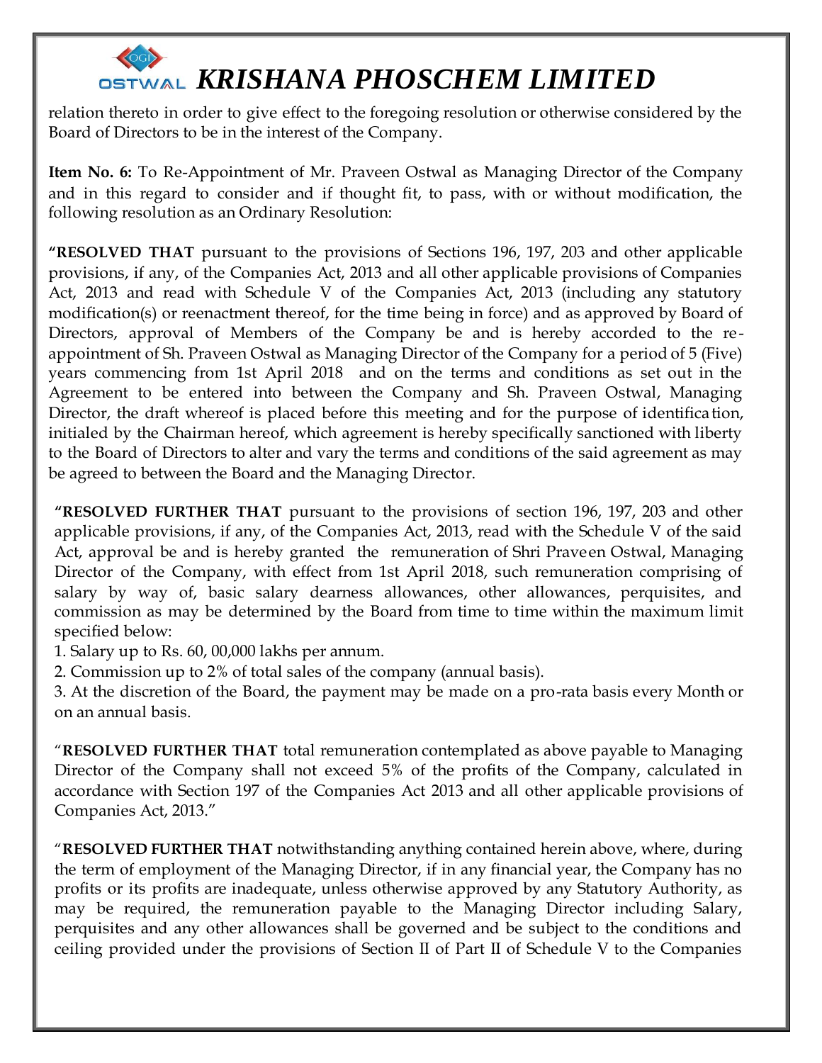relation thereto in order to give effect to the foregoing resolution or otherwise considered by the Board of Directors to be in the interest of the Company.

**Item No. 6:** To Re-Appointment of Mr. Praveen Ostwal as Managing Director of the Company and in this regard to consider and if thought fit, to pass, with or without modification, the following resolution as an Ordinary Resolution:

**"RESOLVED THAT** pursuant to the provisions of Sections 196, 197, 203 and other applicable provisions, if any, of the Companies Act, 2013 and all other applicable provisions of Companies Act, 2013 and read with Schedule V of the Companies Act, 2013 (including any statutory modification(s) or reenactment thereof, for the time being in force) and as approved by Board of Directors, approval of Members of the Company be and is hereby accorded to the re-appointment of Sh. Praveen Ostwal as Managing Director of the Company for a period of 5 (Five) years commencing from 1st April 2018 and on the terms and conditions as set out in the Agreement to be entered into between the Company and Sh. Praveen Ostwal, Managing Director, the draft whereof is placed before this meeting and for the purpose of identification, initialed by the Chairman hereof, which agreement is hereby specifically sanctioned with liberty to the Board of Directors to alter and vary the terms and conditions of the said agreement as may be agreed to between the Board and the Managing Director.

**"RESOLVED FURTHER THAT** pursuant to the provisions of section 196, 197, 203 and other applicable provisions, if any, of the Companies Act, 2013, read with the Schedule V of the said Act, approval be and is hereby granted the remuneration of Shri Praveen Ostwal, Managing Director of the Company, with effect from 1st April 2018, such remuneration comprising of salary by way of, basic salary dearness allowances, other allowances, perquisites, and commission as may be determined by the Board from time to time within the maximum limit specified below:

1. Salary up to Rs. 60, 00,000 lakhs per annum.
2. Commission up to 2% of total sales of the company (annual basis).
3. At the discretion of the Board, the payment may be made on a pro-rata basis every Month or on an annual basis.

"**RESOLVED FURTHER THAT** total remuneration contemplated as above payable to Managing Director of the Company shall not exceed 5% of the profits of the Company, calculated in accordance with Section 197 of the Companies Act 2013 and all other applicable provisions of Companies Act, 2013."

"**RESOLVED FURTHER THAT** notwithstanding anything contained herein above, where, during the term of employment of the Managing Director, if in any financial year, the Company has no profits or its profits are inadequate, unless otherwise approved by any Statutory Authority, as may be required, the remuneration payable to the Managing Director including Salary, perquisites and any other allowances shall be governed and be subject to the conditions and ceiling provided under the provisions of Section II of Part II of Schedule V to the Companies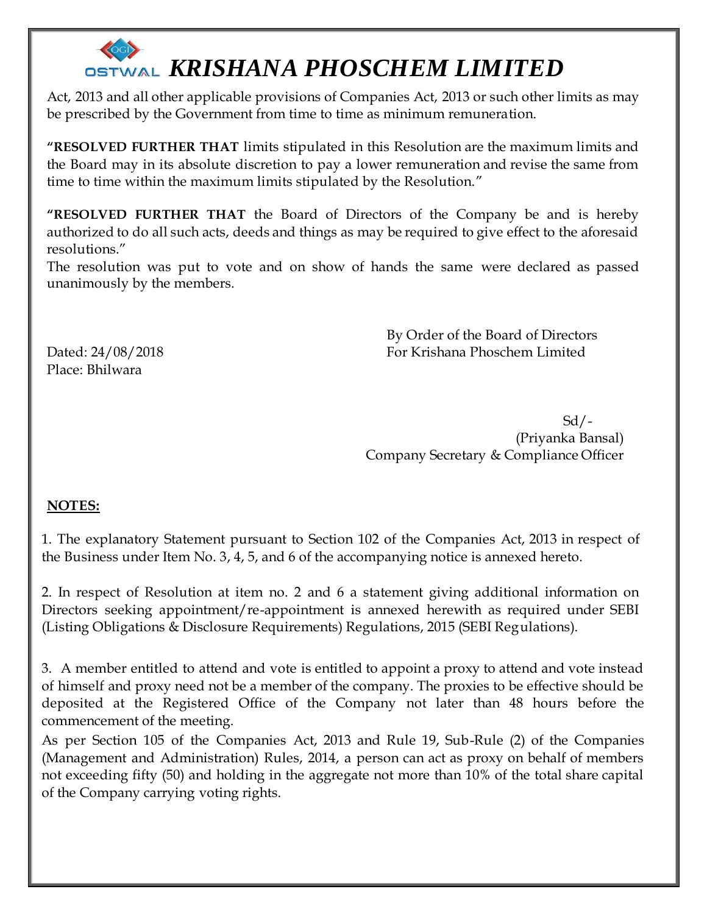Act, 2013 and all other applicable provisions of Companies Act, 2013 or such other limits as may be prescribed by the Government from time to time as minimum remuneration.

**"RESOLVED FURTHER THAT** limits stipulated in this Resolution are the maximum limits and the Board may in its absolute discretion to pay a lower remuneration and revise the same from time to time within the maximum limits stipulated by the Resolution."

**"RESOLVED FURTHER THAT** the Board of Directors of the Company be and is hereby authorized to do all such acts, deeds and things as may be required to give effect to the aforesaid resolutions."

The resolution was put to vote and on show of hands the same were declared as passed unanimously by the members.

By Order of the Board of Directors
For Krishana Phoschem Limited

Dated: 24/08/2018
Place: Bhilwara

Sd/-
(Priyanka Bansal)
Company Secretary & Compliance Officer

**NOTES:**

1. The explanatory Statement pursuant to Section 102 of the Companies Act, 2013 in respect of the Business under Item No. 3, 4, 5, and 6 of the accompanying notice is annexed hereto.

2. In respect of Resolution at item no. 2 and 6 a statement giving additional information on Directors seeking appointment/re-appointment is annexed herewith as required under SEBI (Listing Obligations & Disclosure Requirements) Regulations, 2015 (SEBI Regulations).

3. A member entitled to attend and vote is entitled to appoint a proxy to attend and vote instead of himself and proxy need not be a member of the company. The proxies to be effective should be deposited at the Registered Office of the Company not later than 48 hours before the commencement of the meeting.

As per Section 105 of the Companies Act, 2013 and Rule 19, Sub-Rule (2) of the Companies (Management and Administration) Rules, 2014, a person can act as proxy on behalf of members not exceeding fifty (50) and holding in the aggregate not more than 10% of the total share capital of the Company carrying voting rights.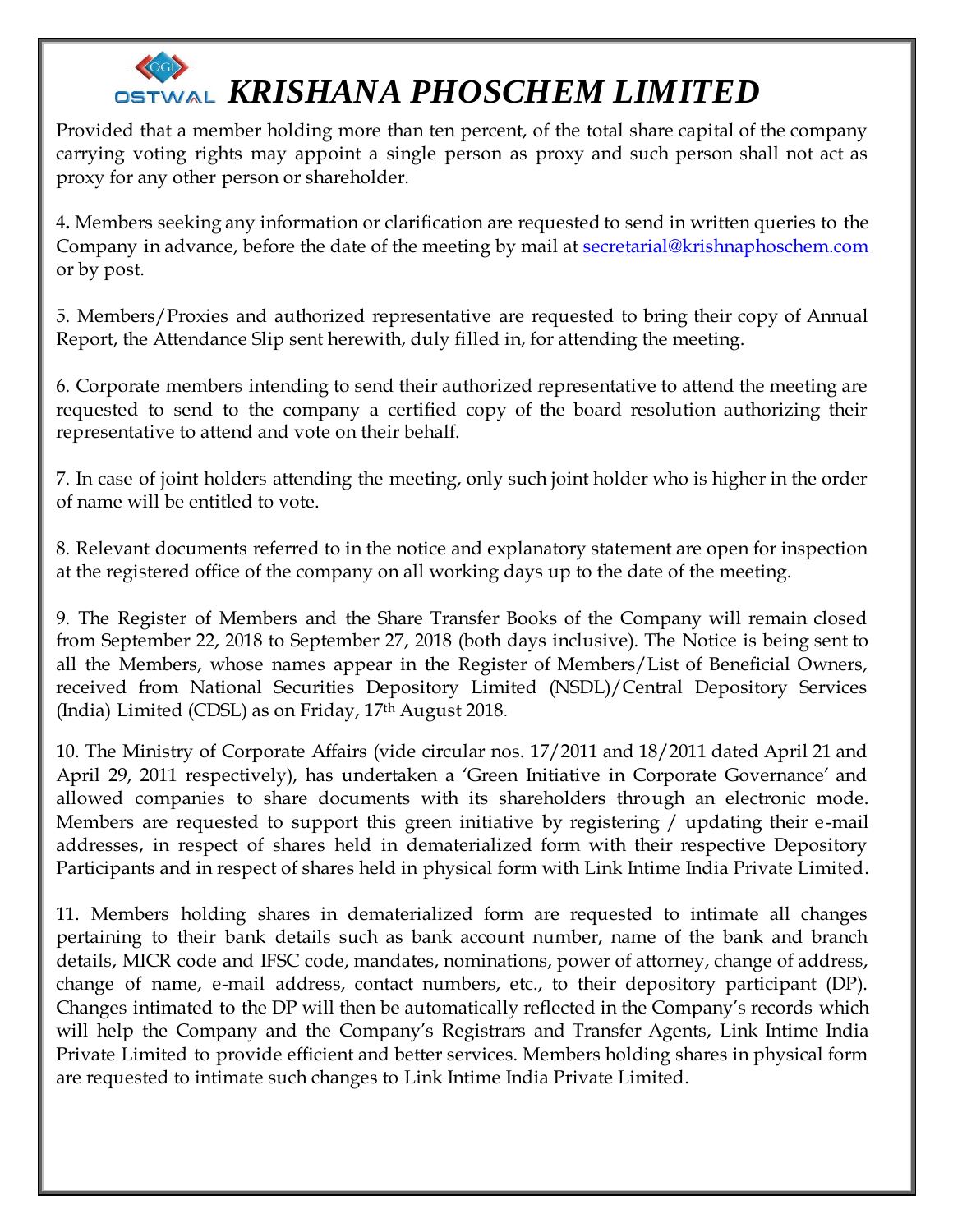Provided that a member holding more than ten percent, of the total share capital of the company carrying voting rights may appoint a single person as proxy and such person shall not act as proxy for any other person or shareholder.

**4.** Members seeking any information or clarification are requested to send in written queries to the Company in advance, before the date of the meeting by mail at secretarial@krishnaphoschem.com or by post.

5. Members/Proxies and authorized representative are requested to bring their copy of Annual Report, the Attendance Slip sent herewith, duly filled in, for attending the meeting.

6. Corporate members intending to send their authorized representative to attend the meeting are requested to send to the company a certified copy of the board resolution authorizing their representative to attend and vote on their behalf.

7. In case of joint holders attending the meeting, only such joint holder who is higher in the order of name will be entitled to vote.

8. Relevant documents referred to in the notice and explanatory statement are open for inspection at the registered office of the company on all working days up to the date of the meeting.

9. The Register of Members and the Share Transfer Books of the Company will remain closed from September 22, 2018 to September 27, 2018 (both days inclusive). The Notice is being sent to all the Members, whose names appear in the Register of Members/List of Beneficial Owners, received from National Securities Depository Limited (NSDL)/Central Depository Services (India) Limited (CDSL) as on Friday, 17th August 2018.

10. The Ministry of Corporate Affairs (vide circular nos. 17/2011 and 18/2011 dated April 21 and April 29, 2011 respectively), has undertaken a 'Green Initiative in Corporate Governance' and allowed companies to share documents with its shareholders through an electronic mode. Members are requested to support this green initiative by registering / updating their e-mail addresses, in respect of shares held in dematerialized form with their respective Depository Participants and in respect of shares held in physical form with Link Intime India Private Limited.

11. Members holding shares in dematerialized form are requested to intimate all changes pertaining to their bank details such as bank account number, name of the bank and branch details, MICR code and IFSC code, mandates, nominations, power of attorney, change of address, change of name, e-mail address, contact numbers, etc., to their depository participant (DP). Changes intimated to the DP will then be automatically reflected in the Company's records which will help the Company and the Company's Registrars and Transfer Agents, Link Intime India Private Limited to provide efficient and better services. Members holding shares in physical form are requested to intimate such changes to Link Intime India Private Limited.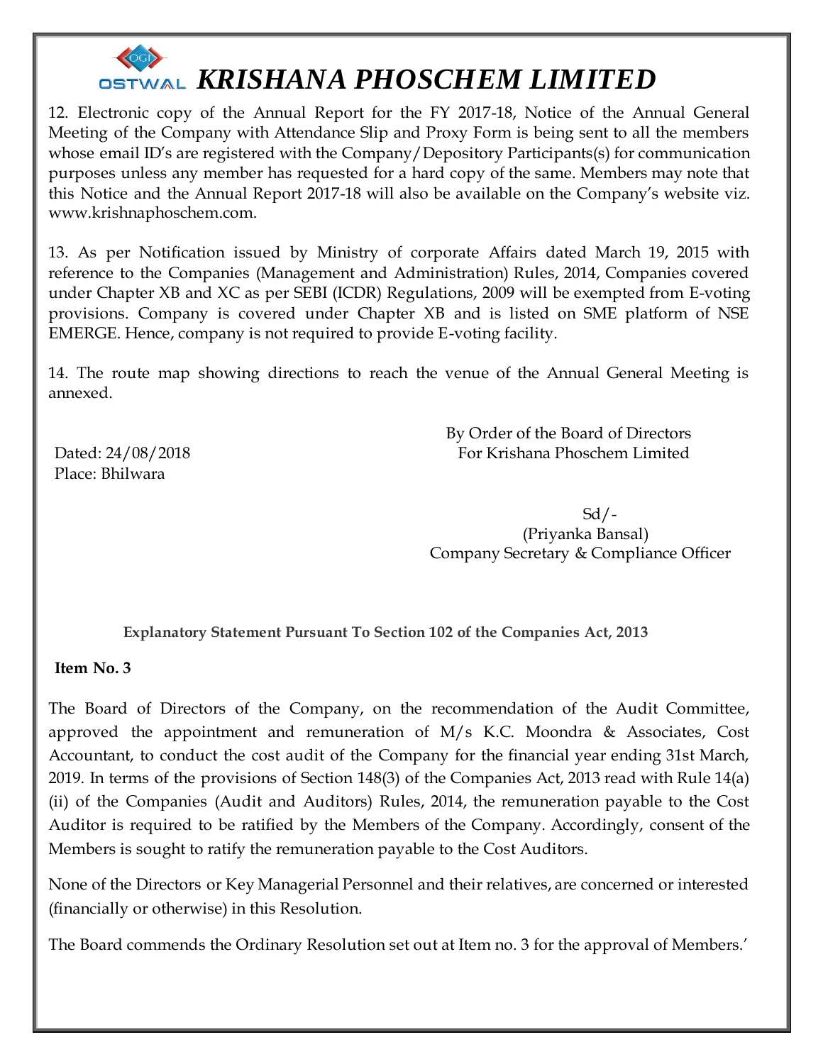12. Electronic copy of the Annual Report for the FY 2017-18, Notice of the Annual General Meeting of the Company with Attendance Slip and Proxy Form is being sent to all the members whose email ID's are registered with the Company/Depository Participants(s) for communication purposes unless any member has requested for a hard copy of the same. Members may note that this Notice and the Annual Report 2017-18 will also be available on the Company's website viz. www.krishnaphoschem.com.

13. As per Notification issued by Ministry of corporate Affairs dated March 19, 2015 with reference to the Companies (Management and Administration) Rules, 2014, Companies covered under Chapter XB and XC as per SEBI (ICDR) Regulations, 2009 will be exempted from E-voting provisions. Company is covered under Chapter XB and is listed on SME platform of NSE EMERGE. Hence, company is not required to provide E-voting facility.

14. The route map showing directions to reach the venue of the Annual General Meeting is annexed.

Dated: 24/08/2018
Place: Bhilwara

By Order of the Board of Directors
For Krishana Phoschem Limited

Sd/-
(Priyanka Bansal)
Company Secretary & Compliance Officer

**Explanatory Statement Pursuant To Section 102 of the Companies Act, 2013**

**Item No. 3**

The Board of Directors of the Company, on the recommendation of the Audit Committee, approved the appointment and remuneration of M/s K.C. Moondra & Associates, Cost Accountant, to conduct the cost audit of the Company for the financial year ending 31st March, 2019. In terms of the provisions of Section 148(3) of the Companies Act, 2013 read with Rule 14(a) (ii) of the Companies (Audit and Auditors) Rules, 2014, the remuneration payable to the Cost Auditor is required to be ratified by the Members of the Company. Accordingly, consent of the Members is sought to ratify the remuneration payable to the Cost Auditors.

None of the Directors or Key Managerial Personnel and their relatives, are concerned or interested (financially or otherwise) in this Resolution.

The Board commends the Ordinary Resolution set out at Item no. 3 for the approval of Members.'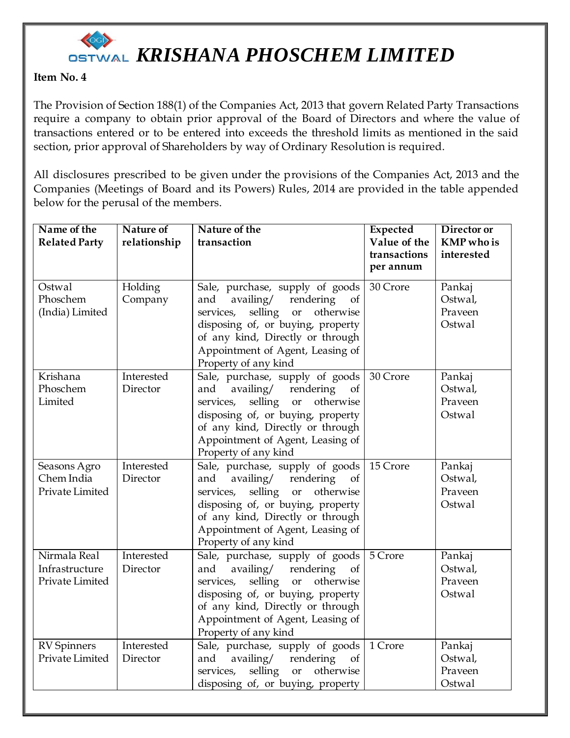# KRISHANA PHOSCHEM LIMITED

**Item No. 4**

The Provision of Section 188(1) of the Companies Act, 2013 that govern Related Party Transactions require a company to obtain prior approval of the Board of Directors and where the value of transactions entered or to be entered into exceeds the threshold limits as mentioned in the said section, prior approval of Shareholders by way of Ordinary Resolution is required.

All disclosures prescribed to be given under the provisions of the Companies Act, 2013 and the Companies (Meetings of Board and its Powers) Rules, 2014 are provided in the table appended below for the perusal of the members.

| Name of the Related Party | Nature of relationship | Nature of the transaction | Expected Value of the transactions per annum | Director or KMP who is interested |
|---|---|---|---|---|
| Ostwal Phoschem (India) Limited | Holding Company | Sale, purchase, supply of goods and availing/ rendering of services, selling or otherwise disposing of, or buying, property of any kind, Directly or through Appointment of Agent, Leasing of Property of any kind | 30 Crore | Pankaj Ostwal, Praveen Ostwal |
| Krishana Phoschem Limited | Interested Director | Sale, purchase, supply of goods and availing/ rendering of services, selling or otherwise disposing of, or buying, property of any kind, Directly or through Appointment of Agent, Leasing of Property of any kind | 30 Crore | Pankaj Ostwal, Praveen Ostwal |
| Seasons Agro Chem India Private Limited | Interested Director | Sale, purchase, supply of goods and availing/ rendering of services, selling or otherwise disposing of, or buying, property of any kind, Directly or through Appointment of Agent, Leasing of Property of any kind | 15 Crore | Pankaj Ostwal, Praveen Ostwal |
| Nirmala Real Infrastructure Private Limited | Interested Director | Sale, purchase, supply of goods and availing/ rendering of services, selling or otherwise disposing of, or buying, property of any kind, Directly or through Appointment of Agent, Leasing of Property of any kind | 5 Crore | Pankaj Ostwal, Praveen Ostwal |
| RV Spinners Private Limited | Interested Director | Sale, purchase, supply of goods and availing/ rendering of services, selling or otherwise disposing of, or buying, property | 1 Crore | Pankaj Ostwal, Praveen Ostwal |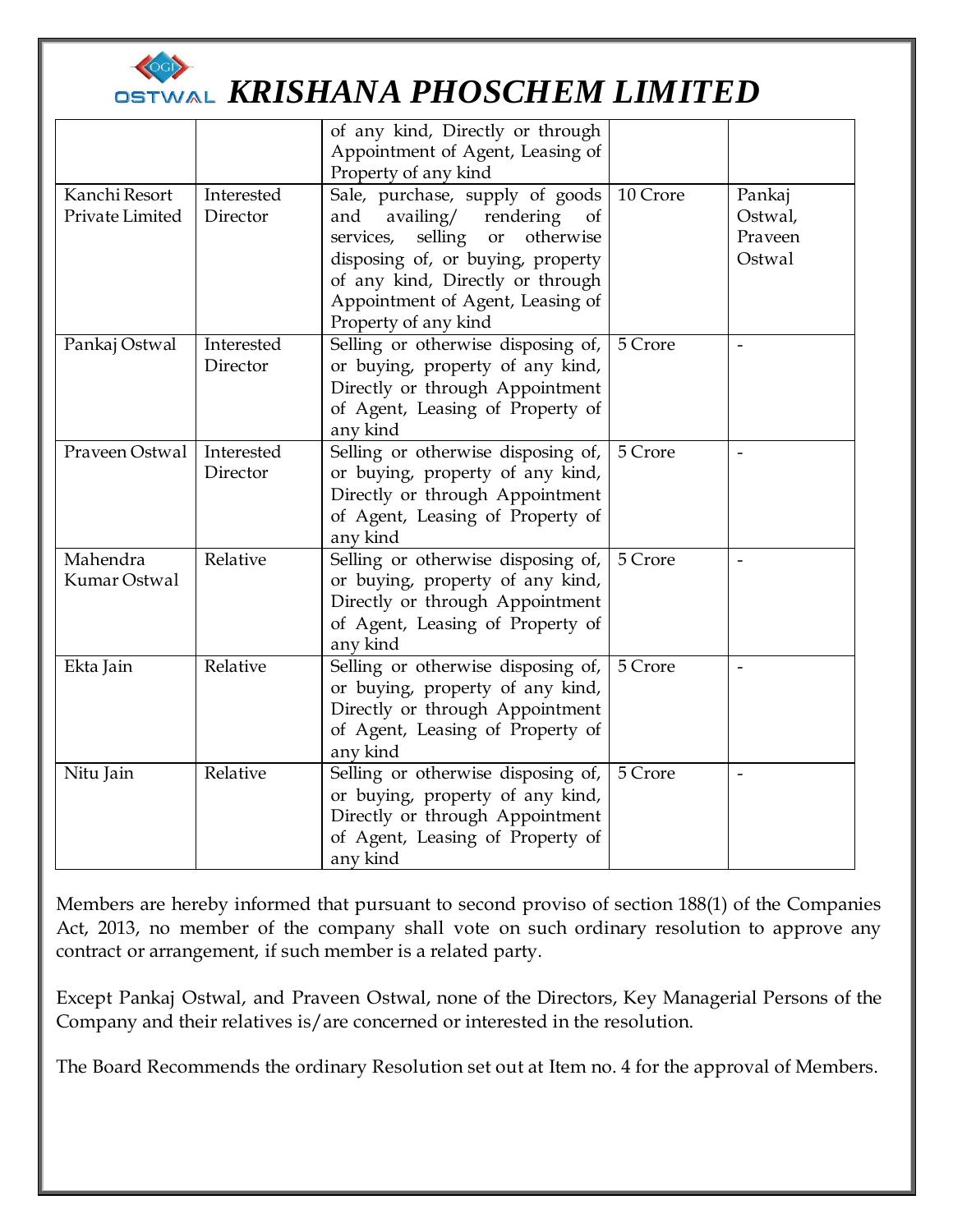| | | of any kind, Directly or through Appointment of Agent, Leasing of Property of any kind | | |
|---|---|---|---|---|
| Kanchi Resort Private Limited | Interested Director | Sale, purchase, supply of goods and availing/ rendering of services, selling or otherwise disposing of, or buying, property of any kind, Directly or through Appointment of Agent, Leasing of Property of any kind | 10 Crore | Pankaj Ostwal, Praveen Ostwal |
| Pankaj Ostwal | Interested Director | Selling or otherwise disposing of, or buying, property of any kind, Directly or through Appointment of Agent, Leasing of Property of any kind | 5 Crore | - |
| Praveen Ostwal | Interested Director | Selling or otherwise disposing of, or buying, property of any kind, Directly or through Appointment of Agent, Leasing of Property of any kind | 5 Crore | - |
| Mahendra Kumar Ostwal | Relative | Selling or otherwise disposing of, or buying, property of any kind, Directly or through Appointment of Agent, Leasing of Property of any kind | 5 Crore | - |
| Ekta Jain | Relative | Selling or otherwise disposing of, or buying, property of any kind, Directly or through Appointment of Agent, Leasing of Property of any kind | 5 Crore | - |
| Nitu Jain | Relative | Selling or otherwise disposing of, or buying, property of any kind, Directly or through Appointment of Agent, Leasing of Property of any kind | 5 Crore | - |

Members are hereby informed that pursuant to second proviso of section 188(1) of the Companies Act, 2013, no member of the company shall vote on such ordinary resolution to approve any contract or arrangement, if such member is a related party.

Except Pankaj Ostwal, and Praveen Ostwal, none of the Directors, Key Managerial Persons of the Company and their relatives is/are concerned or interested in the resolution.

The Board Recommends the ordinary Resolution set out at Item no. 4 for the approval of Members.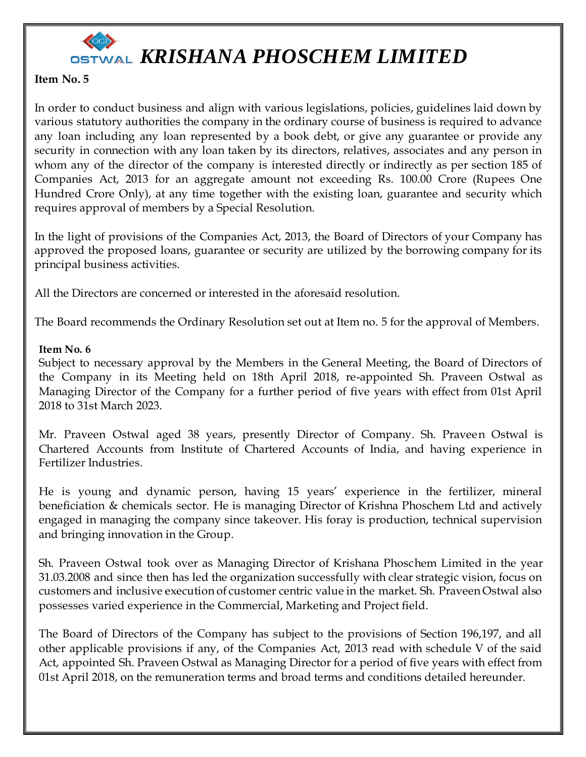# KRISHANA PHOSCHEM LIMITED

**Item No. 5**

In order to conduct business and align with various legislations, policies, guidelines laid down by various statutory authorities the company in the ordinary course of business is required to advance any loan including any loan represented by a book debt, or give any guarantee or provide any security in connection with any loan taken by its directors, relatives, associates and any person in whom any of the director of the company is interested directly or indirectly as per section 185 of Companies Act, 2013 for an aggregate amount not exceeding Rs. 100.00 Crore (Rupees One Hundred Crore Only), at any time together with the existing loan, guarantee and security which requires approval of members by a Special Resolution.

In the light of provisions of the Companies Act, 2013, the Board of Directors of your Company has approved the proposed loans, guarantee or security are utilized by the borrowing company for its principal business activities.

All the Directors are concerned or interested in the aforesaid resolution.

The Board recommends the Ordinary Resolution set out at Item no. 5 for the approval of Members.

**Item No. 6**

Subject to necessary approval by the Members in the General Meeting, the Board of Directors of the Company in its Meeting held on 18th April 2018, re-appointed Sh. Praveen Ostwal as Managing Director of the Company for a further period of five years with effect from 01st April 2018 to 31st March 2023.

Mr. Praveen Ostwal aged 38 years, presently Director of Company. Sh. Praveen Ostwal is Chartered Accounts from Institute of Chartered Accounts of India, and having experience in Fertilizer Industries.

He is young and dynamic person, having 15 years' experience in the fertilizer, mineral beneficiation & chemicals sector. He is managing Director of Krishna Phoschem Ltd and actively engaged in managing the company since takeover. His foray is production, technical supervision and bringing innovation in the Group.

Sh. Praveen Ostwal took over as Managing Director of Krishana Phoschem Limited in the year 31.03.2008 and since then has led the organization successfully with clear strategic vision, focus on customers and inclusive execution of customer centric value in the market. Sh. Praveen Ostwal also possesses varied experience in the Commercial, Marketing and Project field.

The Board of Directors of the Company has subject to the provisions of Section 196,197, and all other applicable provisions if any, of the Companies Act, 2013 read with schedule V of the said Act, appointed Sh. Praveen Ostwal as Managing Director for a period of five years with effect from 01st April 2018, on the remuneration terms and broad terms and conditions detailed hereunder.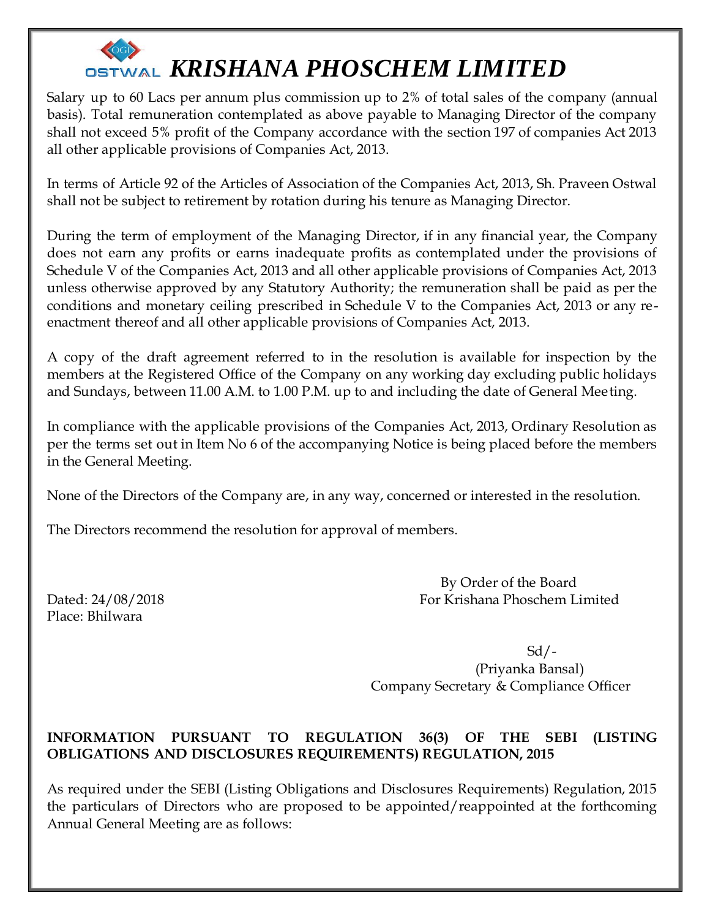Salary up to 60 Lacs per annum plus commission up to 2% of total sales of the company (annual basis). Total remuneration contemplated as above payable to Managing Director of the company shall not exceed 5% profit of the Company accordance with the section 197 of companies Act 2013 all other applicable provisions of Companies Act, 2013.

In terms of Article 92 of the Articles of Association of the Companies Act, 2013, Sh. Praveen Ostwal shall not be subject to retirement by rotation during his tenure as Managing Director.

During the term of employment of the Managing Director, if in any financial year, the Company does not earn any profits or earns inadequate profits as contemplated under the provisions of Schedule V of the Companies Act, 2013 and all other applicable provisions of Companies Act, 2013 unless otherwise approved by any Statutory Authority; the remuneration shall be paid as per the conditions and monetary ceiling prescribed in Schedule V to the Companies Act, 2013 or any re-enactment thereof and all other applicable provisions of Companies Act, 2013.

A copy of the draft agreement referred to in the resolution is available for inspection by the members at the Registered Office of the Company on any working day excluding public holidays and Sundays, between 11.00 A.M. to 1.00 P.M. up to and including the date of General Meeting.

In compliance with the applicable provisions of the Companies Act, 2013, Ordinary Resolution as per the terms set out in Item No 6 of the accompanying Notice is being placed before the members in the General Meeting.

None of the Directors of the Company are, in any way, concerned or interested in the resolution.

The Directors recommend the resolution for approval of members.

By Order of the Board
For Krishana Phoschem Limited

Dated: 24/08/2018
Place: Bhilwara

Sd/-
(Priyanka Bansal)
Company Secretary & Compliance Officer

**INFORMATION PURSUANT TO REGULATION 36(3) OF THE SEBI (LISTING OBLIGATIONS AND DISCLOSURES REQUIREMENTS) REGULATION, 2015**

As required under the SEBI (Listing Obligations and Disclosures Requirements) Regulation, 2015 the particulars of Directors who are proposed to be appointed/reappointed at the forthcoming Annual General Meeting are as follows: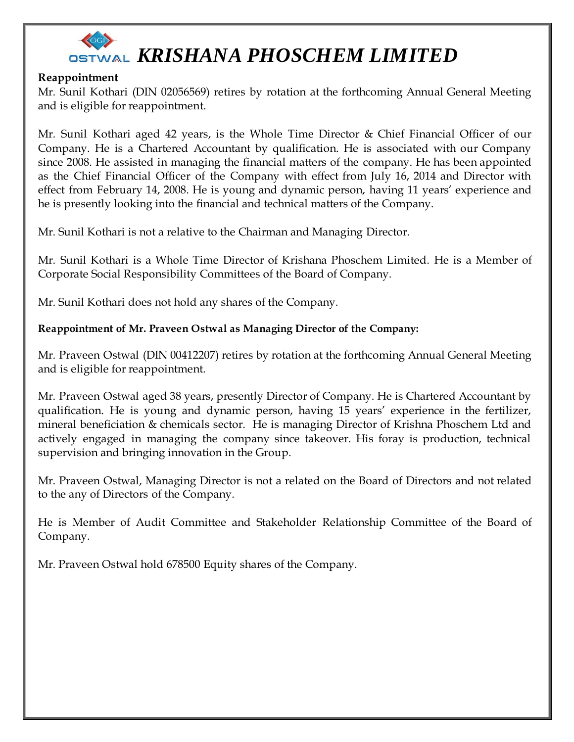**Reappointment**

Mr. Sunil Kothari (DIN 02056569) retires by rotation at the forthcoming Annual General Meeting and is eligible for reappointment.

Mr. Sunil Kothari aged 42 years, is the Whole Time Director & Chief Financial Officer of our Company. He is a Chartered Accountant by qualification. He is associated with our Company since 2008. He assisted in managing the financial matters of the company. He has been appointed as the Chief Financial Officer of the Company with effect from July 16, 2014 and Director with effect from February 14, 2008. He is young and dynamic person, having 11 years' experience and he is presently looking into the financial and technical matters of the Company.

Mr. Sunil Kothari is not a relative to the Chairman and Managing Director.

Mr. Sunil Kothari is a Whole Time Director of Krishana Phoschem Limited. He is a Member of Corporate Social Responsibility Committees of the Board of Company.

Mr. Sunil Kothari does not hold any shares of the Company.

**Reappointment of Mr. Praveen Ostwal as Managing Director of the Company:**

Mr. Praveen Ostwal (DIN 00412207) retires by rotation at the forthcoming Annual General Meeting and is eligible for reappointment.

Mr. Praveen Ostwal aged 38 years, presently Director of Company. He is Chartered Accountant by qualification. He is young and dynamic person, having 15 years' experience in the fertilizer, mineral beneficiation & chemicals sector. He is managing Director of Krishna Phoschem Ltd and actively engaged in managing the company since takeover. His foray is production, technical supervision and bringing innovation in the Group.

Mr. Praveen Ostwal, Managing Director is not a related on the Board of Directors and not related to the any of Directors of the Company.

He is Member of Audit Committee and Stakeholder Relationship Committee of the Board of Company.

Mr. Praveen Ostwal hold 678500 Equity shares of the Company.